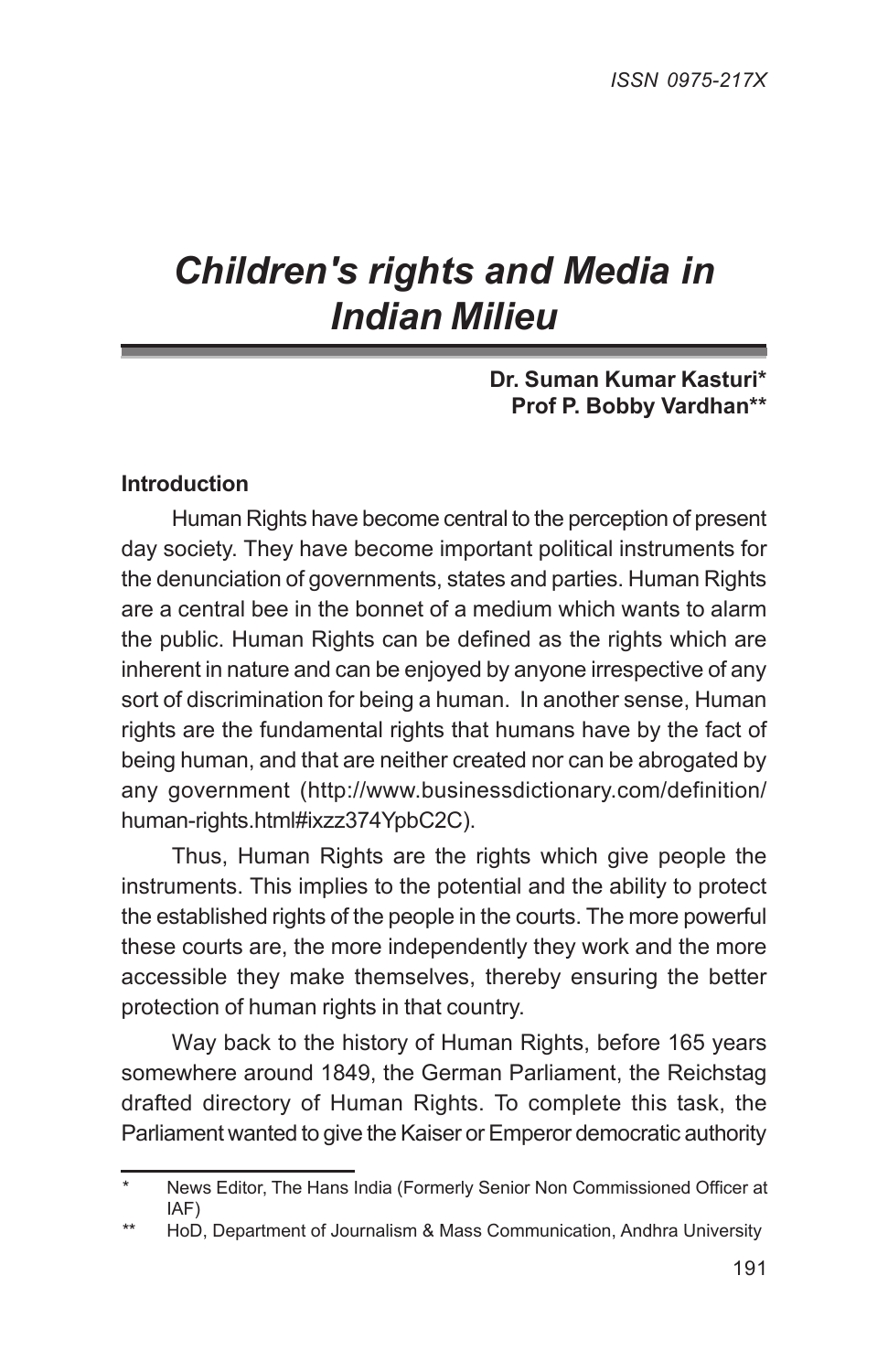# *Children's rights and Media in Indian Milieu*

**Dr. Suman Kumar Kasturi***
**Prof P. Bobby Vardhan****

## Introduction

Human Rights have become central to the perception of present day society. They have become important political instruments for the denunciation of governments, states and parties. Human Rights are a central bee in the bonnet of a medium which wants to alarm the public. Human Rights can be defined as the rights which are inherent in nature and can be enjoyed by anyone irrespective of any sort of discrimination for being a human. In another sense, Human rights are the fundamental rights that humans have by the fact of being human, and that are neither created nor can be abrogated by any government (http://www.businessdictionary.com/definition/human-rights.html#ixzz374YpbC2C).

Thus, Human Rights are the rights which give people the instruments. This implies to the potential and the ability to protect the established rights of the people in the courts. The more powerful these courts are, the more independently they work and the more accessible they make themselves, thereby ensuring the better protection of human rights in that country.

Way back to the history of Human Rights, before 165 years somewhere around 1849, the German Parliament, the Reichstag drafted directory of Human Rights. To complete this task, the Parliament wanted to give the Kaiser or Emperor democratic authority

---

\* News Editor, The Hans India (Formerly Senior Non Commissioned Officer at IAF)

\** HoD, Department of Journalism & Mass Communication, Andhra University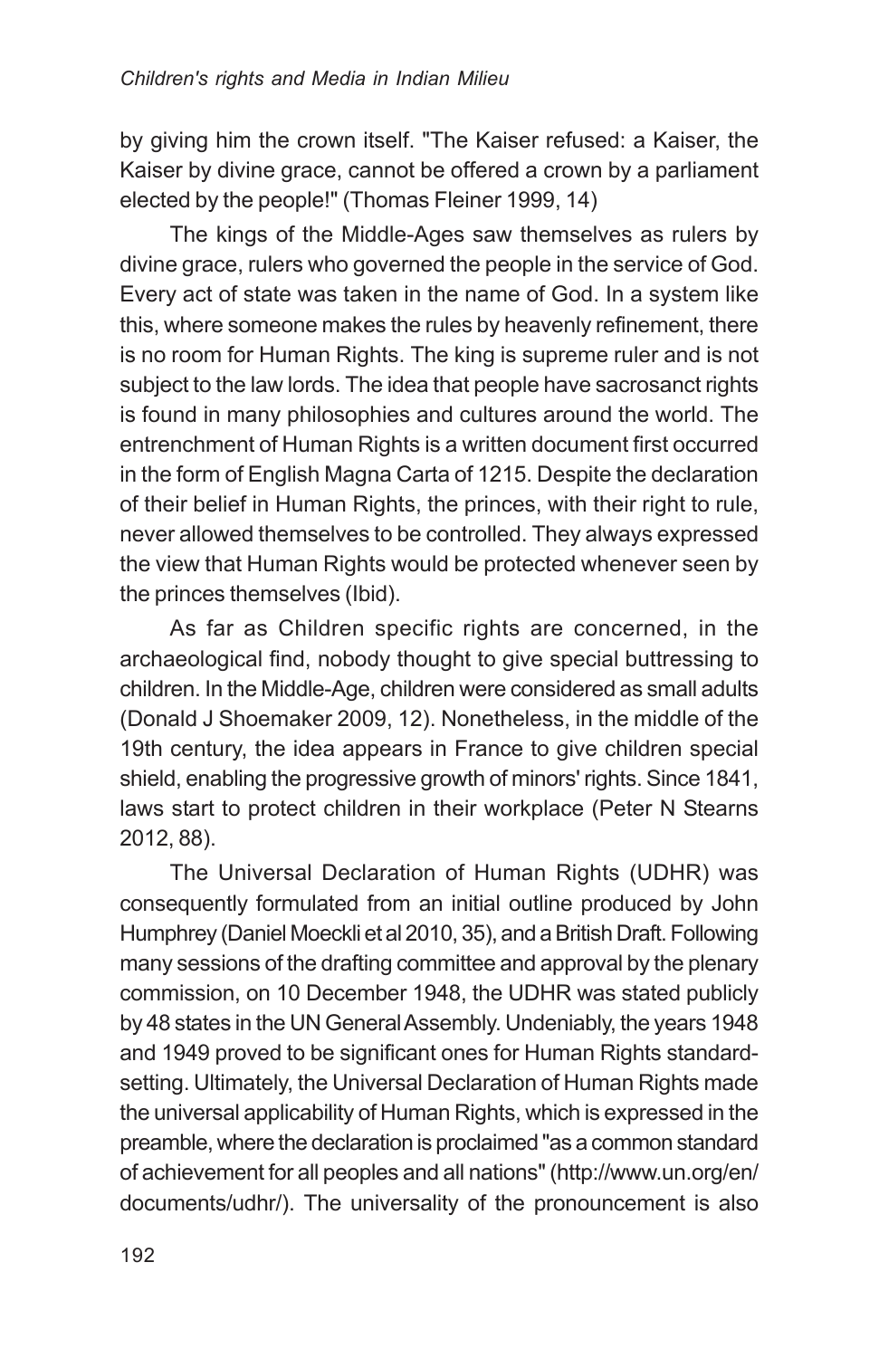by giving him the crown itself. "The Kaiser refused: a Kaiser, the Kaiser by divine grace, cannot be offered a crown by a parliament elected by the people!" (Thomas Fleiner 1999, 14)

The kings of the Middle-Ages saw themselves as rulers by divine grace, rulers who governed the people in the service of God. Every act of state was taken in the name of God. In a system like this, where someone makes the rules by heavenly refinement, there is no room for Human Rights. The king is supreme ruler and is not subject to the law lords. The idea that people have sacrosanct rights is found in many philosophies and cultures around the world. The entrenchment of Human Rights is a written document first occurred in the form of English Magna Carta of 1215. Despite the declaration of their belief in Human Rights, the princes, with their right to rule, never allowed themselves to be controlled. They always expressed the view that Human Rights would be protected whenever seen by the princes themselves (Ibid).

As far as Children specific rights are concerned, in the archaeological find, nobody thought to give special buttressing to children. In the Middle-Age, children were considered as small adults (Donald J Shoemaker 2009, 12). Nonetheless, in the middle of the 19th century, the idea appears in France to give children special shield, enabling the progressive growth of minors' rights. Since 1841, laws start to protect children in their workplace (Peter N Stearns 2012, 88).

The Universal Declaration of Human Rights (UDHR) was consequently formulated from an initial outline produced by John Humphrey (Daniel Moeckli et al 2010, 35), and a British Draft. Following many sessions of the drafting committee and approval by the plenary commission, on 10 December 1948, the UDHR was stated publicly by 48 states in the UN General Assembly. Undeniably, the years 1948 and 1949 proved to be significant ones for Human Rights standard-setting. Ultimately, the Universal Declaration of Human Rights made the universal applicability of Human Rights, which is expressed in the preamble, where the declaration is proclaimed "as a common standard of achievement for all peoples and all nations" (http://www.un.org/en/documents/udhr/). The universality of the pronouncement is also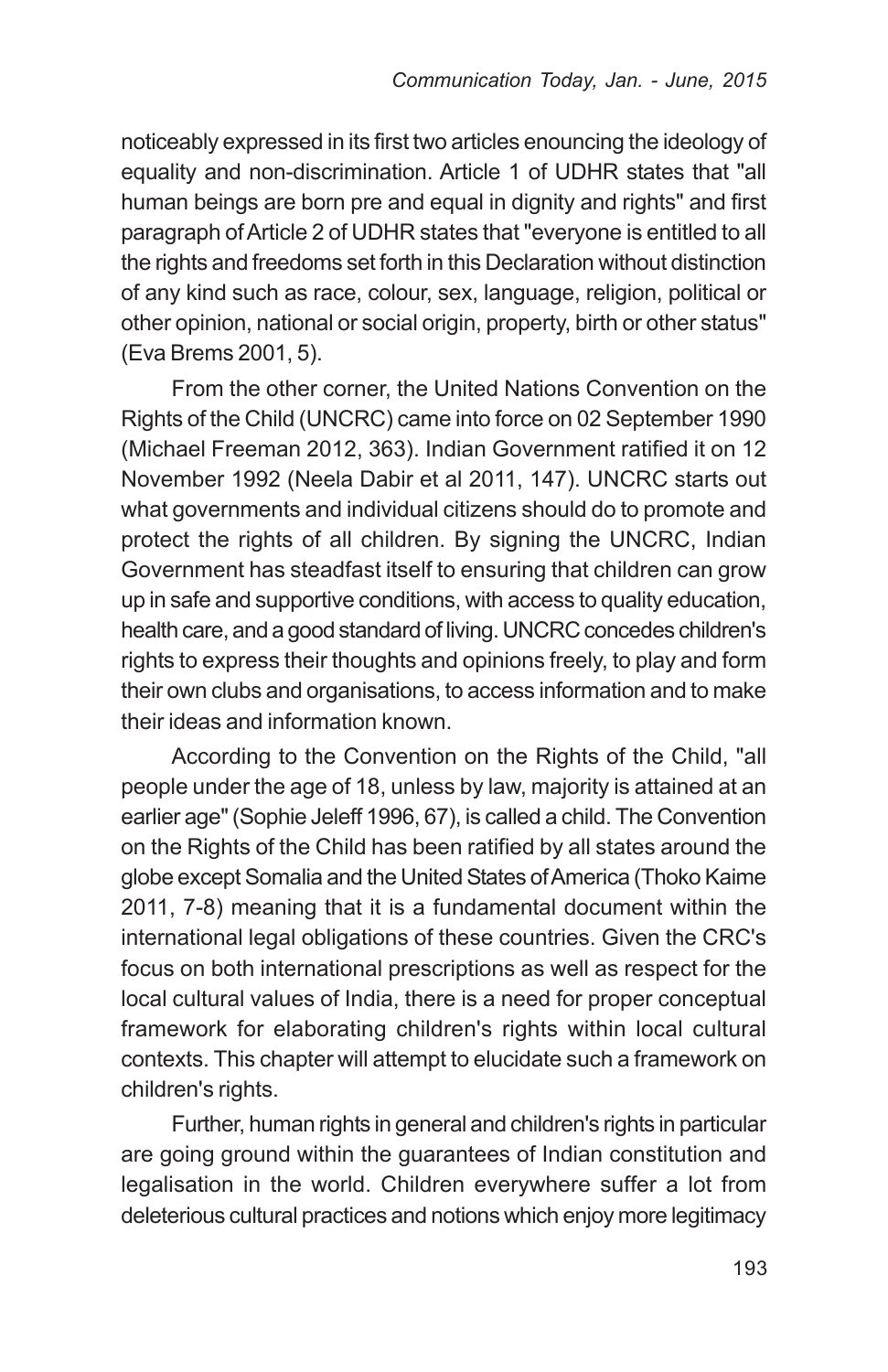noticeably expressed in its first two articles enouncing the ideology of equality and non-discrimination. Article 1 of UDHR states that "all human beings are born pre and equal in dignity and rights" and first paragraph of Article 2 of UDHR states that "everyone is entitled to all the rights and freedoms set forth in this Declaration without distinction of any kind such as race, colour, sex, language, religion, political or other opinion, national or social origin, property, birth or other status" (Eva Brems 2001, 5).

From the other corner, the United Nations Convention on the Rights of the Child (UNCRC) came into force on 02 September 1990 (Michael Freeman 2012, 363). Indian Government ratified it on 12 November 1992 (Neela Dabir et al 2011, 147). UNCRC starts out what governments and individual citizens should do to promote and protect the rights of all children. By signing the UNCRC, Indian Government has steadfast itself to ensuring that children can grow up in safe and supportive conditions, with access to quality education, health care, and a good standard of living. UNCRC concedes children's rights to express their thoughts and opinions freely, to play and form their own clubs and organisations, to access information and to make their ideas and information known.

According to the Convention on the Rights of the Child, "all people under the age of 18, unless by law, majority is attained at an earlier age" (Sophie Jeleff 1996, 67), is called a child. The Convention on the Rights of the Child has been ratified by all states around the globe except Somalia and the United States of America (Thoko Kaime 2011, 7-8) meaning that it is a fundamental document within the international legal obligations of these countries. Given the CRC's focus on both international prescriptions as well as respect for the local cultural values of India, there is a need for proper conceptual framework for elaborating children's rights within local cultural contexts. This chapter will attempt to elucidate such a framework on children's rights.

Further, human rights in general and children's rights in particular are going ground within the guarantees of Indian constitution and legalisation in the world. Children everywhere suffer a lot from deleterious cultural practices and notions which enjoy more legitimacy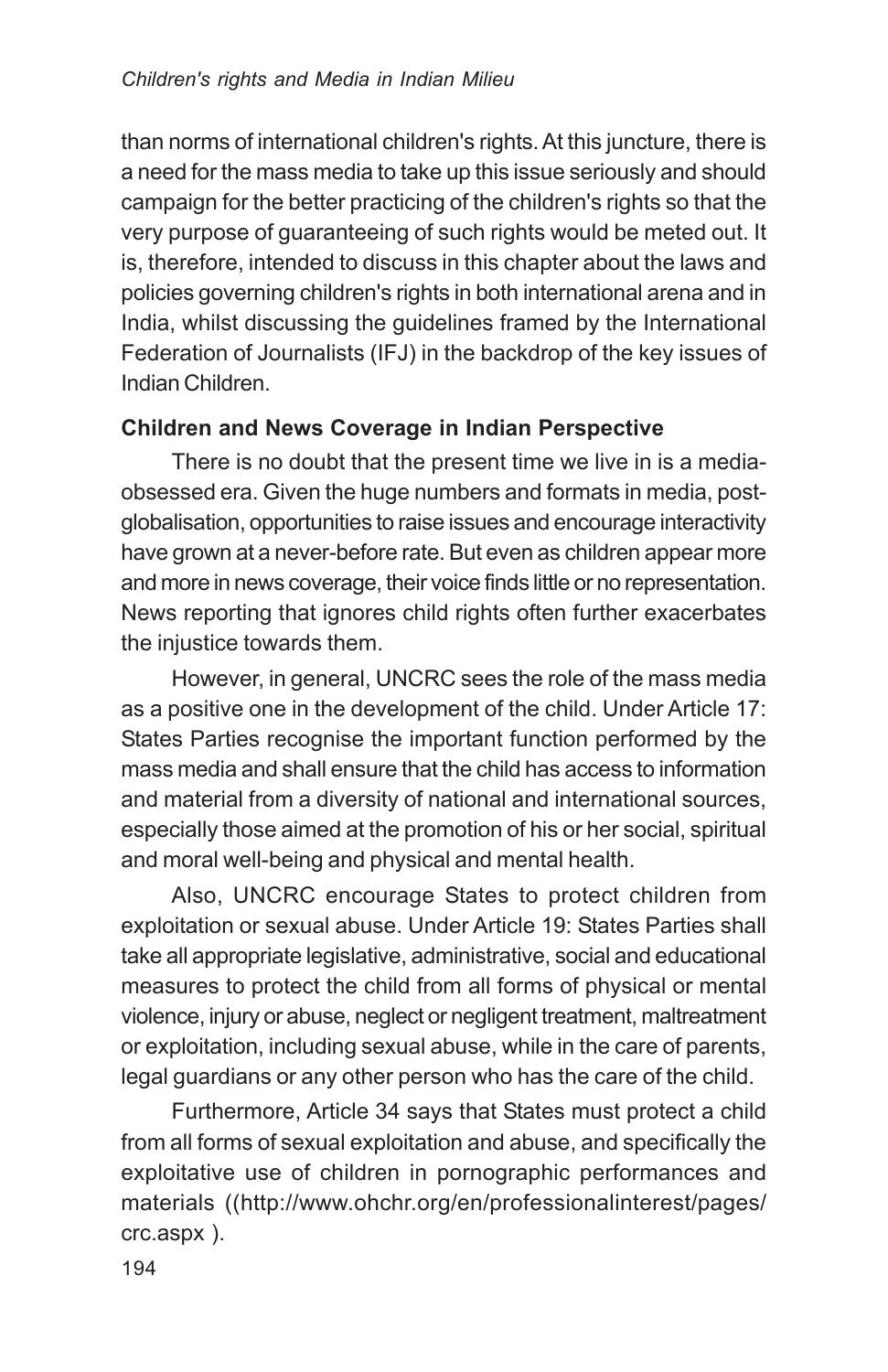than norms of international children's rights. At this juncture, there is a need for the mass media to take up this issue seriously and should campaign for the better practicing of the children's rights so that the very purpose of guaranteeing of such rights would be meted out. It is, therefore, intended to discuss in this chapter about the laws and policies governing children's rights in both international arena and in India, whilst discussing the guidelines framed by the International Federation of Journalists (IFJ) in the backdrop of the key issues of Indian Children.

**Children and News Coverage in Indian Perspective**

There is no doubt that the present time we live in is a media-obsessed era. Given the huge numbers and formats in media, post-globalisation, opportunities to raise issues and encourage interactivity have grown at a never-before rate. But even as children appear more and more in news coverage, their voice finds little or no representation. News reporting that ignores child rights often further exacerbates the injustice towards them.

However, in general, UNCRC sees the role of the mass media as a positive one in the development of the child. Under Article 17: States Parties recognise the important function performed by the mass media and shall ensure that the child has access to information and material from a diversity of national and international sources, especially those aimed at the promotion of his or her social, spiritual and moral well-being and physical and mental health.

Also, UNCRC encourage States to protect children from exploitation or sexual abuse. Under Article 19: States Parties shall take all appropriate legislative, administrative, social and educational measures to protect the child from all forms of physical or mental violence, injury or abuse, neglect or negligent treatment, maltreatment or exploitation, including sexual abuse, while in the care of parents, legal guardians or any other person who has the care of the child.

Furthermore, Article 34 says that States must protect a child from all forms of sexual exploitation and abuse, and specifically the exploitative use of children in pornographic performances and materials ((http://www.ohchr.org/en/professionalinterest/pages/crc.aspx ).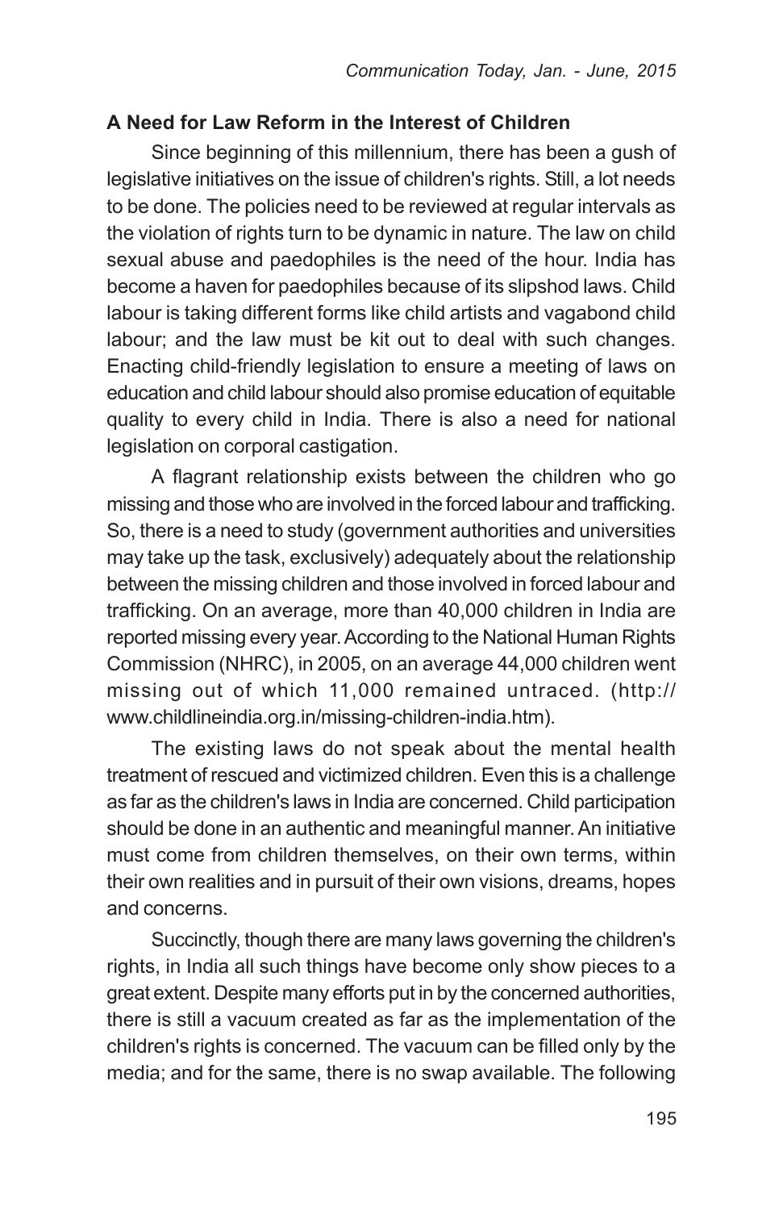### A Need for Law Reform in the Interest of Children

Since beginning of this millennium, there has been a gush of legislative initiatives on the issue of children's rights. Still, a lot needs to be done. The policies need to be reviewed at regular intervals as the violation of rights turn to be dynamic in nature. The law on child sexual abuse and paedophiles is the need of the hour. India has become a haven for paedophiles because of its slipshod laws. Child labour is taking different forms like child artists and vagabond child labour; and the law must be kit out to deal with such changes. Enacting child-friendly legislation to ensure a meeting of laws on education and child labour should also promise education of equitable quality to every child in India. There is also a need for national legislation on corporal castigation.

A flagrant relationship exists between the children who go missing and those who are involved in the forced labour and trafficking. So, there is a need to study (government authorities and universities may take up the task, exclusively) adequately about the relationship between the missing children and those involved in forced labour and trafficking. On an average, more than 40,000 children in India are reported missing every year. According to the National Human Rights Commission (NHRC), in 2005, on an average 44,000 children went missing out of which 11,000 remained untraced. (http://www.childlineindia.org.in/missing-children-india.htm).

The existing laws do not speak about the mental health treatment of rescued and victimized children. Even this is a challenge as far as the children's laws in India are concerned. Child participation should be done in an authentic and meaningful manner. An initiative must come from children themselves, on their own terms, within their own realities and in pursuit of their own visions, dreams, hopes and concerns.

Succinctly, though there are many laws governing the children's rights, in India all such things have become only show pieces to a great extent. Despite many efforts put in by the concerned authorities, there is still a vacuum created as far as the implementation of the children's rights is concerned. The vacuum can be filled only by the media; and for the same, there is no swap available. The following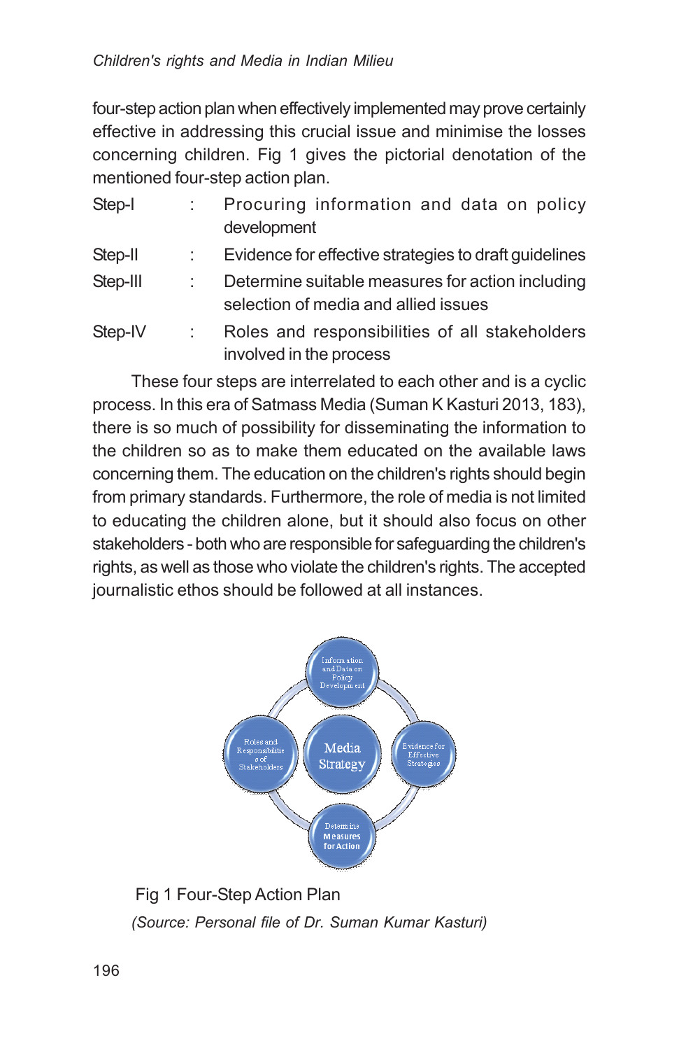four-step action plan when effectively implemented may prove certainly effective in addressing this crucial issue and minimise the losses concerning children. Fig 1 gives the pictorial denotation of the mentioned four-step action plan.

| | | |
|---|---|---|
| Step-I | : | Procuring information and data on policy development |
| Step-II | : | Evidence for effective strategies to draft guidelines |
| Step-III | : | Determine suitable measures for action including selection of media and allied issues |
| Step-IV | : | Roles and responsibilities of all stakeholders involved in the process |

These four steps are interrelated to each other and is a cyclic process. In this era of Satmass Media (Suman K Kasturi 2013, 183), there is so much of possibility for disseminating the information to the children so as to make them educated on the available laws concerning them. The education on the children's rights should begin from primary standards. Furthermore, the role of media is not limited to educating the children alone, but it should also focus on other stakeholders - both who are responsible for safeguarding the children's rights, as well as those who violate the children's rights. The accepted journalistic ethos should be followed at all instances.

Information and Data on Policy Development

Evidence for Effective Strategies

Media Strategy

Roles and Responsibilities of Stakeholders

Determine Measures for Action

Fig 1 Four-Step Action Plan

*(Source: Personal file of Dr. Suman Kumar Kasturi)*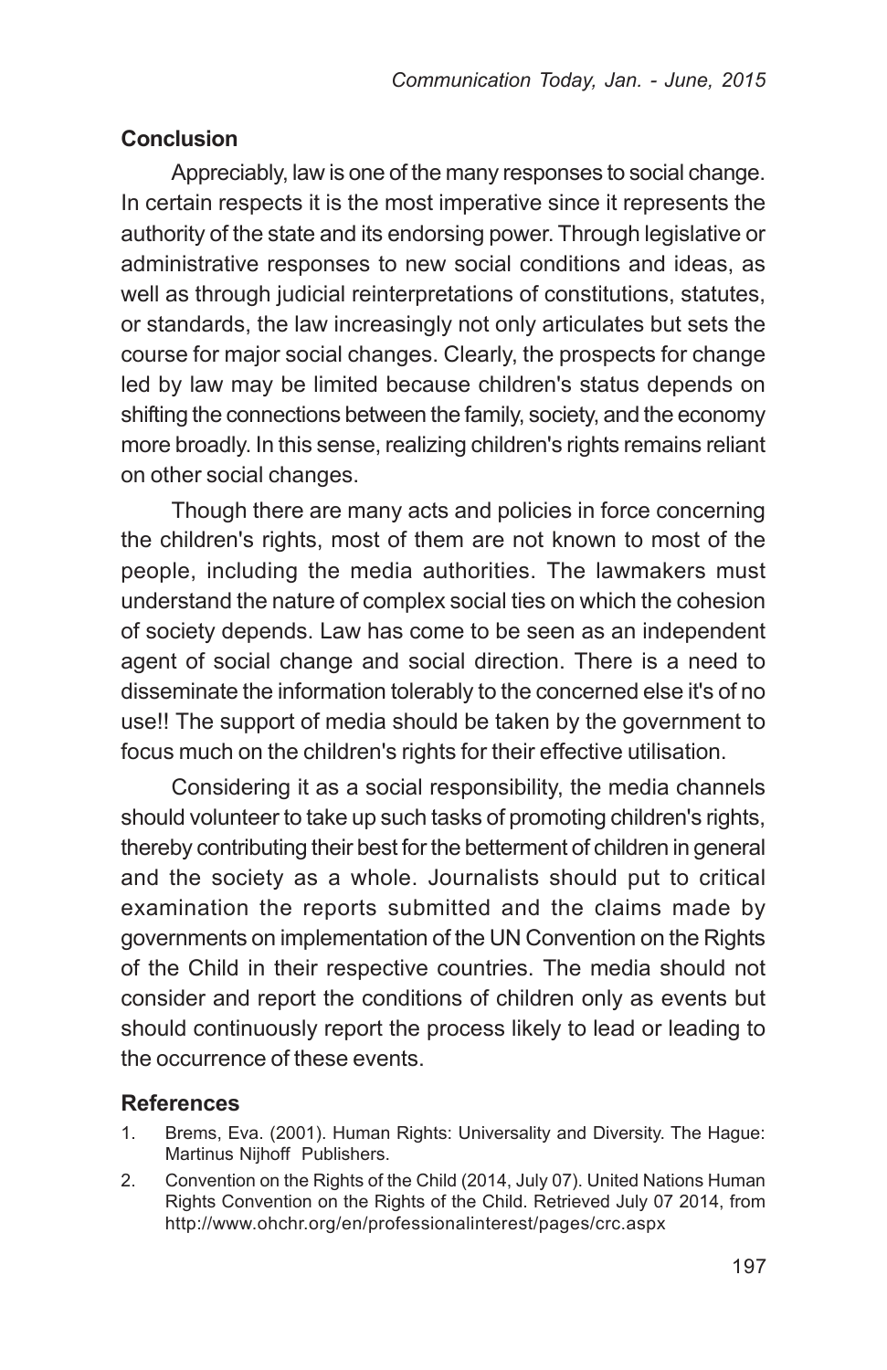## Conclusion

Appreciably, law is one of the many responses to social change. In certain respects it is the most imperative since it represents the authority of the state and its endorsing power. Through legislative or administrative responses to new social conditions and ideas, as well as through judicial reinterpretations of constitutions, statutes, or standards, the law increasingly not only articulates but sets the course for major social changes. Clearly, the prospects for change led by law may be limited because children's status depends on shifting the connections between the family, society, and the economy more broadly. In this sense, realizing children's rights remains reliant on other social changes.

Though there are many acts and policies in force concerning the children's rights, most of them are not known to most of the people, including the media authorities. The lawmakers must understand the nature of complex social ties on which the cohesion of society depends. Law has come to be seen as an independent agent of social change and social direction. There is a need to disseminate the information tolerably to the concerned else it's of no use!! The support of media should be taken by the government to focus much on the children's rights for their effective utilisation.

Considering it as a social responsibility, the media channels should volunteer to take up such tasks of promoting children's rights, thereby contributing their best for the betterment of children in general and the society as a whole. Journalists should put to critical examination the reports submitted and the claims made by governments on implementation of the UN Convention on the Rights of the Child in their respective countries. The media should not consider and report the conditions of children only as events but should continuously report the process likely to lead or leading to the occurrence of these events.

## References

1. Brems, Eva. (2001). Human Rights: Universality and Diversity. The Hague: Martinus Nijhoff Publishers.
2. Convention on the Rights of the Child (2014, July 07). United Nations Human Rights Convention on the Rights of the Child. Retrieved July 07 2014, from http://www.ohchr.org/en/professionalinterest/pages/crc.aspx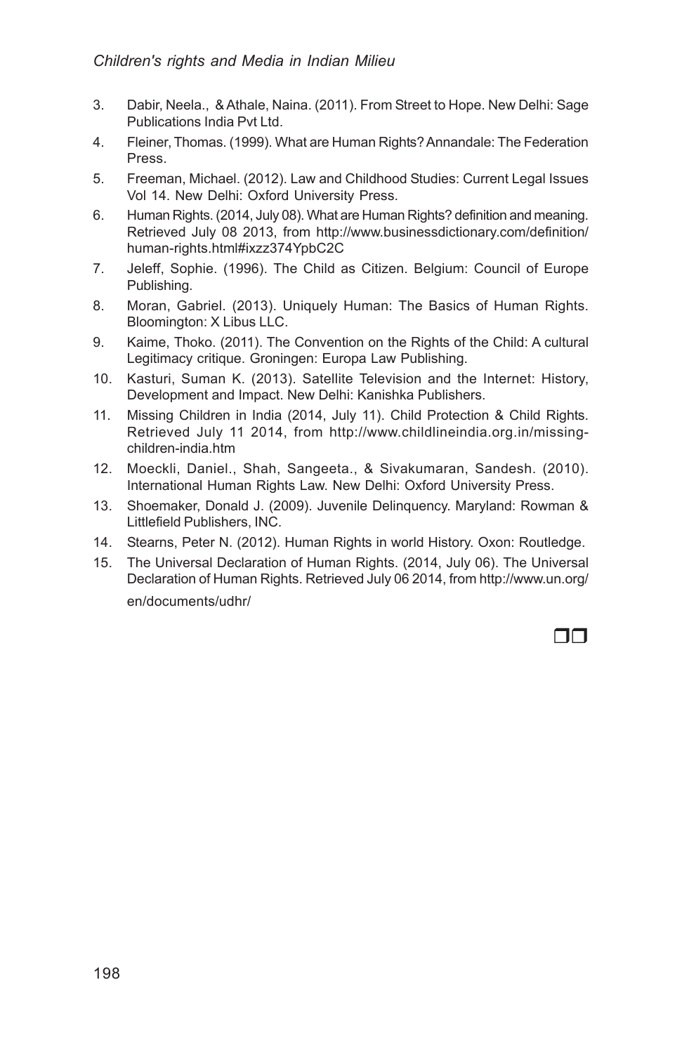3. Dabir, Neela., & Athale, Naina. (2011). From Street to Hope. New Delhi: Sage Publications India Pvt Ltd.
4. Fleiner, Thomas. (1999). What are Human Rights? Annandale: The Federation Press.
5. Freeman, Michael. (2012). Law and Childhood Studies: Current Legal Issues Vol 14. New Delhi: Oxford University Press.
6. Human Rights. (2014, July 08). What are Human Rights? definition and meaning. Retrieved July 08 2013, from http://www.businessdictionary.com/definition/human-rights.html#ixzz374YpbC2C
7. Jeleff, Sophie. (1996). The Child as Citizen. Belgium: Council of Europe Publishing.
8. Moran, Gabriel. (2013). Uniquely Human: The Basics of Human Rights. Bloomington: X Libus LLC.
9. Kaime, Thoko. (2011). The Convention on the Rights of the Child: A cultural Legitimacy critique. Groningen: Europa Law Publishing.
10. Kasturi, Suman K. (2013). Satellite Television and the Internet: History, Development and Impact. New Delhi: Kanishka Publishers.
11. Missing Children in India (2014, July 11). Child Protection & Child Rights. Retrieved July 11 2014, from http://www.childlineindia.org.in/missing-children-india.htm
12. Moeckli, Daniel., Shah, Sangeeta., & Sivakumaran, Sandesh. (2010). International Human Rights Law. New Delhi: Oxford University Press.
13. Shoemaker, Donald J. (2009). Juvenile Delinquency. Maryland: Rowman & Littlefield Publishers, INC.
14. Stearns, Peter N. (2012). Human Rights in world History. Oxon: Routledge.
15. The Universal Declaration of Human Rights. (2014, July 06). The Universal Declaration of Human Rights. Retrieved July 06 2014, from http://www.un.org/en/documents/udhr/